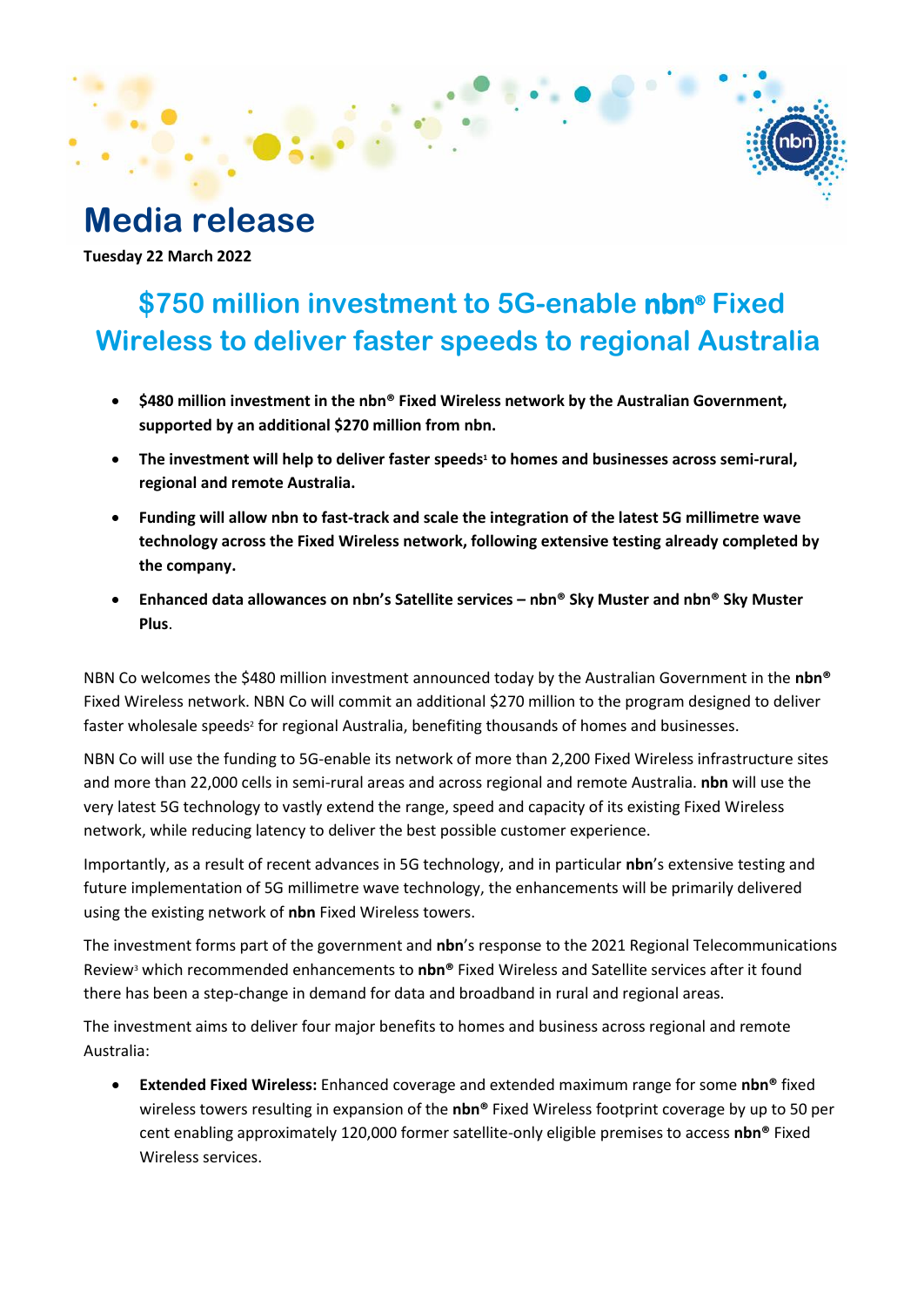# Media release

**Tuesday 22 March 2022**

## $750 million investment to 5G-enable nbn® Fixed Wireless to deliver faster speeds to regional Australia

- **$480 million investment in the nbn® Fixed Wireless network by the Australian Government, supported by an additional $270 million from nbn.**
- **The investment will help to deliver faster speeds[1] to homes and businesses across semi-rural, regional and remote Australia.**
- **Funding will allow nbn to fast-track and scale the integration of the latest 5G millimetre wave technology across the Fixed Wireless network, following extensive testing already completed by the company.**
- **Enhanced data allowances on nbn's Satellite services – nbn® Sky Muster and nbn® Sky Muster Plus**.

NBN Co welcomes the $480 million investment announced today by the Australian Government in the **nbn®** Fixed Wireless network. NBN Co will commit an additional $270 million to the program designed to deliver faster wholesale speeds[2] for regional Australia, benefiting thousands of homes and businesses.

NBN Co will use the funding to 5G-enable its network of more than 2,200 Fixed Wireless infrastructure sites and more than 22,000 cells in semi-rural areas and across regional and remote Australia. **nbn** will use the very latest 5G technology to vastly extend the range, speed and capacity of its existing Fixed Wireless network, while reducing latency to deliver the best possible customer experience.

Importantly, as a result of recent advances in 5G technology, and in particular **nbn**'s extensive testing and future implementation of 5G millimetre wave technology, the enhancements will be primarily delivered using the existing network of **nbn** Fixed Wireless towers.

The investment forms part of the government and **nbn**'s response to the 2021 Regional Telecommunications Review[3] which recommended enhancements to **nbn®** Fixed Wireless and Satellite services after it found there has been a step-change in demand for data and broadband in rural and regional areas.

The investment aims to deliver four major benefits to homes and business across regional and remote Australia:

- **Extended Fixed Wireless:** Enhanced coverage and extended maximum range for some **nbn®** fixed wireless towers resulting in expansion of the **nbn®** Fixed Wireless footprint coverage by up to 50 per cent enabling approximately 120,000 former satellite-only eligible premises to access **nbn®** Fixed Wireless services.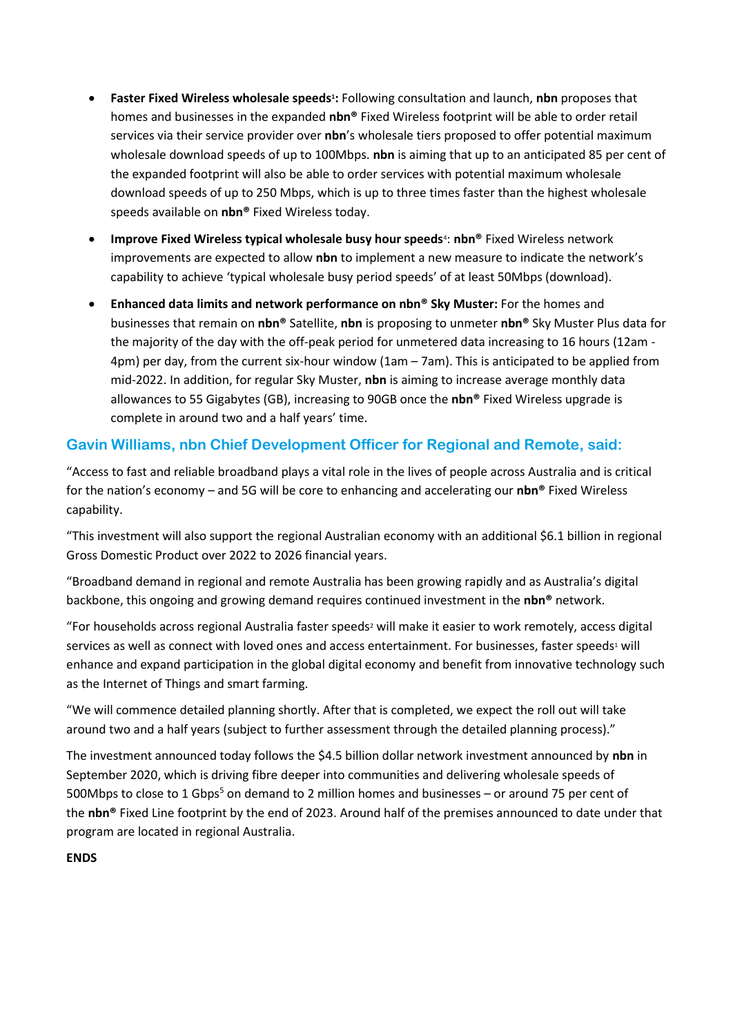- **Faster Fixed Wireless wholesale speeds[1]:** Following consultation and launch, **nbn** proposes that homes and businesses in the expanded **nbn®** Fixed Wireless footprint will be able to order retail services via their service provider over **nbn**'s wholesale tiers proposed to offer potential maximum wholesale download speeds of up to 100Mbps. **nbn** is aiming that up to an anticipated 85 per cent of the expanded footprint will also be able to order services with potential maximum wholesale download speeds of up to 250 Mbps, which is up to three times faster than the highest wholesale speeds available on **nbn®** Fixed Wireless today.
- **Improve Fixed Wireless typical wholesale busy hour speeds**[4]: **nbn®** Fixed Wireless network improvements are expected to allow **nbn** to implement a new measure to indicate the network's capability to achieve 'typical wholesale busy period speeds' of at least 50Mbps (download).
- **Enhanced data limits and network performance on nbn® Sky Muster:** For the homes and businesses that remain on **nbn®** Satellite, **nbn** is proposing to unmeter **nbn®** Sky Muster Plus data for the majority of the day with the off-peak period for unmetered data increasing to 16 hours (12am - 4pm) per day, from the current six-hour window (1am – 7am). This is anticipated to be applied from mid-2022. In addition, for regular Sky Muster, **nbn** is aiming to increase average monthly data allowances to 55 Gigabytes (GB), increasing to 90GB once the **nbn®** Fixed Wireless upgrade is complete in around two and a half years' time.

## Gavin Williams, nbn Chief Development Officer for Regional and Remote, said:

"Access to fast and reliable broadband plays a vital role in the lives of people across Australia and is critical for the nation's economy – and 5G will be core to enhancing and accelerating our **nbn®** Fixed Wireless capability.

"This investment will also support the regional Australian economy with an additional $6.1 billion in regional Gross Domestic Product over 2022 to 2026 financial years.

"Broadband demand in regional and remote Australia has been growing rapidly and as Australia's digital backbone, this ongoing and growing demand requires continued investment in the **nbn®** network.

"For households across regional Australia faster speeds[2] will make it easier to work remotely, access digital services as well as connect with loved ones and access entertainment. For businesses, faster speeds[1] will enhance and expand participation in the global digital economy and benefit from innovative technology such as the Internet of Things and smart farming.

"We will commence detailed planning shortly. After that is completed, we expect the roll out will take around two and a half years (subject to further assessment through the detailed planning process)."

The investment announced today follows the $4.5 billion dollar network investment announced by **nbn** in September 2020, which is driving fibre deeper into communities and delivering wholesale speeds of 500Mbps to close to 1 Gbps[5] on demand to 2 million homes and businesses – or around 75 per cent of the **nbn®** Fixed Line footprint by the end of 2023. Around half of the premises announced to date under that program are located in regional Australia.

**ENDS**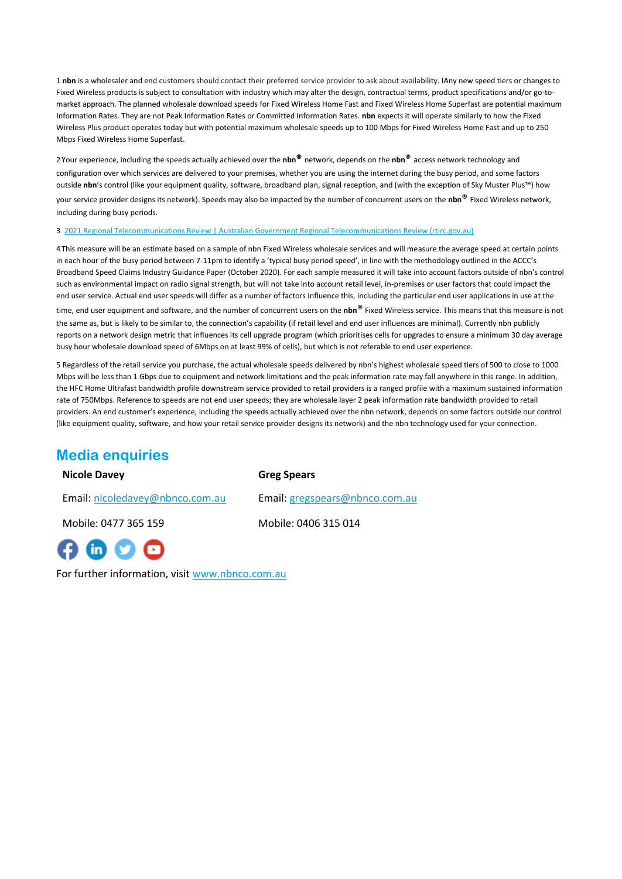1 **nbn** is a wholesaler and end customers should contact their preferred service provider to ask about availability. IAny new speed tiers or changes to Fixed Wireless products is subject to consultation with industry which may alter the design, contractual terms, product specifications and/or go-to-market approach. The planned wholesale download speeds for Fixed Wireless Home Fast and Fixed Wireless Home Superfast are potential maximum Information Rates. They are not Peak Information Rates or Committed Information Rates. **nbn** expects it will operate similarly to how the Fixed Wireless Plus product operates today but with potential maximum wholesale speeds up to 100 Mbps for Fixed Wireless Home Fast and up to 250 Mbps Fixed Wireless Home Superfast.

2 Your experience, including the speeds actually achieved over the **nbn®** network, depends on the **nbn®** access network technology and configuration over which services are delivered to your premises, whether you are using the internet during the busy period, and some factors outside **nbn**'s control (like your equipment quality, software, broadband plan, signal reception, and (with the exception of Sky Muster Plus™) how your service provider designs its network). Speeds may also be impacted by the number of concurrent users on the **nbn®** Fixed Wireless network, including during busy periods.

3 [2021 Regional Telecommunications Review | Australian Government Regional Telecommunications Review (rtirc.gov.au)](https://rtirc.gov.au)

4 This measure will be an estimate based on a sample of nbn Fixed Wireless wholesale services and will measure the average speed at certain points in each hour of the busy period between 7-11pm to identify a 'typical busy period speed', in line with the methodology outlined in the ACCC's Broadband Speed Claims Industry Guidance Paper (October 2020). For each sample measured it will take into account factors outside of nbn's control such as environmental impact on radio signal strength, but will not take into account retail level, in-premises or user factors that could impact the end user service. Actual end user speeds will differ as a number of factors influence this, including the particular end user applications in use at the time, end user equipment and software, and the number of concurrent users on the **nbn®** Fixed Wireless service. This means that this measure is not the same as, but is likely to be similar to, the connection's capability (if retail level and end user influences are minimal). Currently nbn publicly reports on a network design metric that influences its cell upgrade program (which prioritises cells for upgrades to ensure a minimum 30 day average busy hour wholesale download speed of 6Mbps on at least 99% of cells), but which is not referable to end user experience.

5 Regardless of the retail service you purchase, the actual wholesale speeds delivered by nbn's highest wholesale speed tiers of 500 to close to 1000 Mbps will be less than 1 Gbps due to equipment and network limitations and the peak information rate may fall anywhere in this range. In addition, the HFC Home Ultrafast bandwidth profile downstream service provided to retail providers is a ranged profile with a maximum sustained information rate of 750Mbps. Reference to speeds are not end user speeds; they are wholesale layer 2 peak information rate bandwidth provided to retail providers. An end customer's experience, including the speeds actually achieved over the nbn network, depends on some factors outside our control (like equipment quality, software, and how your retail service provider designs its network) and the nbn technology used for your connection.

## Media enquiries

**Nicole Davey**

Email: nicoledavey@nbnco.com.au

Mobile: 0477 365 159

**Greg Spears**

Email: gregspears@nbnco.com.au

Mobile: 0406 315 014

For further information, visit www.nbnco.com.au